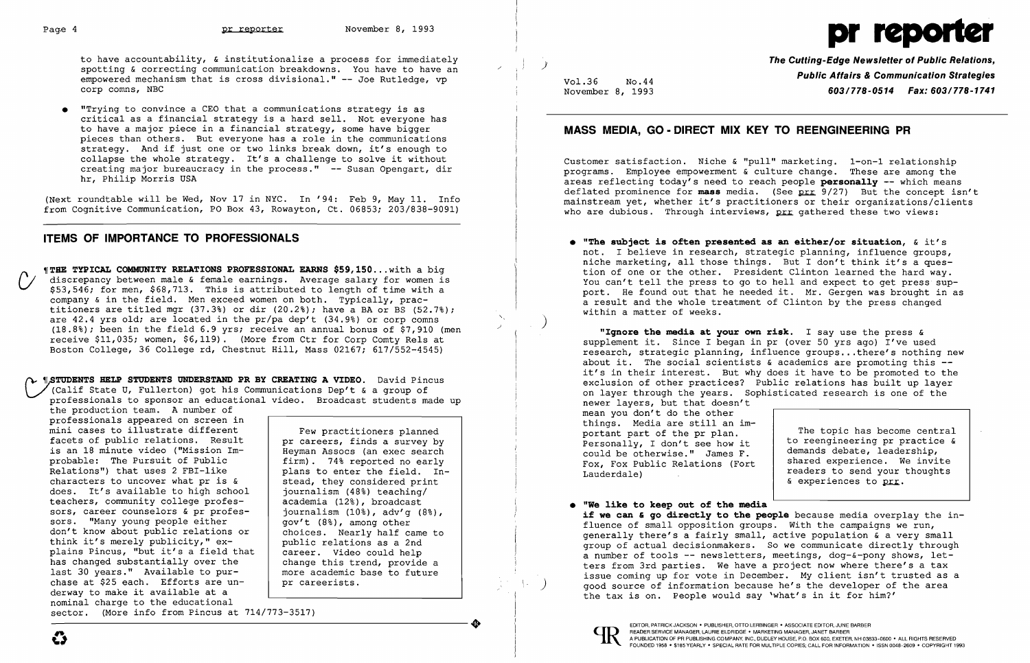to have accountability, & institutionalize a process for immediately spotting & correcting communication breakdowns. You have to have an empowered mechanism that is cross divisional." -- Joe Rutledge, vp corp comns, NBC

- "Trying to convince a CEO that a communications strategy is as critical as a financial strategy is a hard sell. Not everyone has to have a major piece in a financial strategy, some have bigger pieces than others. But everyone has a role in the communications strategy. And if just one or two links break down, it's enough to collapse the whole strategy. It's a challenge to solve it without creating major bureaucracy in the process." -- Susan Opengart, dir hr, Philip Morris USA

(Next roundtable will be Wed, Nov 17 in NYC. In '94: Feb 9, May 11. Info from Cognitive Communication, PO Box 43, Rowayton, Ct. 06853; 203/838-9091)

## ITEMS OF IMPORTANCE TO PROFESSIONALS

¶**THE TYPICAL COMMUNITY RELATIONS PROFESSIONAL EARNS $59,150**...with a big discrepancy between male & female earnings. Average salary for women is $53,546; for men, $68,713. This is attributed to length of time with a company & in the field. Men exceed women on both. Typically, practitioners are titled mgr (37.3%) or dir (20.2%); have a BA or BS (52.7%); are 42.4 yrs old; are located in the pr/pa dep't (34.9%) or corp comns (18.8%); been in the field 6.9 yrs; receive an annual bonus of $7,910 (men receive $11,035; women, $6,119). (More from Ctr for Corp Comty Rels at Boston College, 36 College rd, Chestnut Hill, Mass 02167; 617/552-4545)

¶**STUDENTS HELP STUDENTS UNDERSTAND PR BY CREATING A VIDEO.** David Pincus (Calif State U, Fullerton) got his Communications Dep't & a group of professionals to sponsor an educational video. Broadcast students made up the production team. A number of professionals appeared on screen in mini cases to illustrate different facets of public relations. Result is an 18 minute video ("Mission Improbable: The Pursuit of Public Relations") that uses 2 FBI-like characters to uncover what pr is & does. It's available to high school teachers, community college professors, career counselors & pr professors. "Many young people either don't know about public relations or think it's merely publicity," explains Pincus, "but it's a field that has changed substantially over the last 30 years." Available to purchase at $25 each. Efforts are underway to make it available at a nominal charge to the educational sector. (More info from Pincus at 714/773-3517)

> Few practitioners planned pr careers, finds a survey by Heyman Assocs (an exec search firm). 74% reported no early plans to enter the field. Instead, they considered print journalism (48%) teaching/academia (12%), broadcast journalism (10%), adv'g (8%), gov't (8%), among other choices. Nearly half came to public relations as a 2nd career. Video could help change this trend, provide a more academic base to future pr careerists.

---

# pr reporter

**The Cutting-Edge Newsletter of Public Relations, Public Affairs & Communication Strategies**
**603/778-0514 Fax: 603/778-1741**

Vol.36 No.44
November 8, 1993

## MASS MEDIA, GO-DIRECT MIX KEY TO REENGINEERING PR

Customer satisfaction. Niche & "pull" marketing. 1-on-1 relationship programs. Employee empowerment & culture change. These are among the areas reflecting today's need to reach people **personally** -- which means deflated prominence for **mass** media. (See prr 9/27) But the concept isn't mainstream yet, whether it's practitioners or their organizations/clients who are dubious. Through interviews, prr gathered these two views:

- **"The subject is often presented as an either/or situation**, & it's not. I believe in research, strategic planning, influence groups, niche marketing, all those things. But I don't think it's a question of one or the other. President Clinton learned the hard way. You can't tell the press to go to hell and expect to get press support. He found out that he needed it. Mr. Gergen was brought in as a result and the whole treatment of Clinton by the press changed within a matter of weeks.

  **"Ignore the media at your own risk.** I say use the press & supplement it. Since I began in pr (over 50 yrs ago) I've used research, strategic planning, influence groups...there's nothing new about it. The social scientists & academics are promoting this -- it's in their interest. But why does it have to be promoted to the exclusion of other practices? Public relations has built up layer on layer through the years. Sophisticated research is one of the newer layers, but that doesn't mean you don't do the other things. Media are still an important part of the pr plan. Personally, I don't see how it could be otherwise." James F. Fox, Fox Public Relations (Fort Lauderdale)

> The topic has become central to reengineering pr practice & demands debate, leadership, shared experience. We invite readers to send your thoughts & experiences to prr.

- **"We like to keep out of the media if we can & go directly to the people** because media overplay the influence of small opposition groups. With the campaigns we run, generally there's a fairly small, active population & a very small group of actual decisionmakers. So we communicate directly through a number of tools -- newsletters, meetings, dog-&-pony shows, letters from 3rd parties. We have a project now where there's a tax issue coming up for vote in December. My client isn't trusted as a good source of information because he's the developer of the area the tax is on. People would say 'what's in it for him?'

EDITOR, PATRICK JACKSON • PUBLISHER, OTTO LERBINGER • ASSOCIATE EDITOR, JUNE BARBER
READER SERVICE MANAGER, LAURIE ELDRIDGE • MARKETING MANAGER, JANET BARBER
A PUBLICATION OF PR PUBLISHING COMPANY, INC., DUDLEY HOUSE, P.O. BOX 600, EXETER, NH 03833-0600 • ALL RIGHTS RESERVED
FOUNDED 1958 • $165 YEARLY • SPECIAL RATE FOR MULTIPLE COPIES; CALL FOR INFORMATION • ISSN 0048-2609 • COPYRIGHT 1993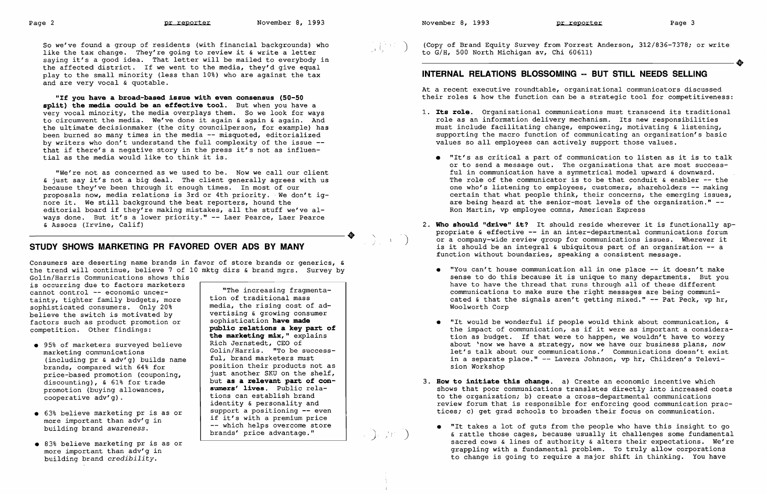So we've found a group of residents (with financial backgrounds) who like the tax change. They're going to review it & write a letter saying it's a good idea. That letter will be mailed to everybody in the affected district. If we went to the media, they'd give equal play to the small minority (less than 10%) who are against the tax and are very vocal & quotable.

**"If you have a broad-based issue with even consensus (50-50 split) the media could be an effective tool.** But when you have a very vocal minority, the media overplays them. So we look for ways to circumvent the media. We've done it again & again & again. And the ultimate decisionmaker (the city councilperson, for example) has been burned so many times in the media -- misquoted, editorialized by writers who don't understand the full complexity of the issue -- that if there's a negative story in the press it's not as influential as the media would like to think it is.

"We're not as concerned as we used to be. Now we call our client & just say it's not a big deal. The client generally agrees with us because they've been through it enough times. In most of our proposals now, media relations is 3rd or 4th priority. We don't ignore it. We still background the beat reporters, hound the editorial board if they're making mistakes, all the stuff we've always done. But it's a lower priority." -- Laer Pearce, Laer Pearce & Assocs (Irvine, Calif)

## STUDY SHOWS MARKETING PR FAVORED OVER ADS BY MANY

Consumers are deserting name brands in favor of store brands or generics, & the trend will continue, believe 7 of 10 mktg dirs & brand mgrs. Survey by Golin/Harris Communications shows this is occurring due to factors marketers cannot control -- economic uncertainty, tighter family budgets, more sophisticated consumers. Only 20% believe the switch is motivated by factors such as product promotion or competition. Other findings:

- 95% of marketers surveyed believe marketing communications (including pr & adv'g) builds name brands, compared with 64% for price-based promotion (couponing, discounting), & 61% for trade promotion (buying allowances, cooperative adv'g).
- 63% believe marketing pr is as or more important than adv'g in building brand *awareness*.
- 83% believe marketing pr is as or more important than adv'g in building brand *credibility*.

"The increasing fragmentation of traditional mass media, the rising cost of advertising & growing consumer sophistication **have made public relations a key part of the marketing mix,"** explains Rich Jernstedt, CEO of Golin/Harris. "To be successful, brand marketers must position their products not as just another SKU on the shelf, but **as a relevant part of consumers' lives.** Public relations can establish brand identity & personality and support a positioning -- even if it's with a premium price -- which helps overcome store brands' price advantage."

(Copy of Brand Equity Survey from Forrest Anderson, 312/836-7378; or write to G/H, 500 North Michigan av, Chi 60611)

## INTERNAL RELATIONS BLOSSOMING -- BUT STILL NEEDS SELLING

At a recent executive roundtable, organizational communicators discussed their roles & how the function can be a strategic tool for competitiveness:

1. **Its role.** Organizational communications must transcend its traditional role as an information delivery mechanism. Its new responsibilities must include facilitating change, empowering, motivating & listening, supporting the macro function of communicating an organization's basic values so all employees can actively support those values.

   - "It's as critical a part of communication to listen as it is to talk or to send a message out. The organizations that are most successful in communication have a symmetrical model upward & downward. The role of the communicator is to be that conduit & enabler -- the one who's listening to employees, customers, shareholders -- making certain that what people think, their concerns, the emerging issues, are being heard at the senior-most levels of the organization." -- Ron Martin, vp employee comns, American Express

2. **Who should "drive" it?** It should reside wherever it is functionally appropriate & effective -- in an inter-departmental communications forum or a company-wide review group for communications issues. Wherever it is it should be an integral & ubiquitous part of an organization -- a function without boundaries, speaking a consistent message.

   - "You can't house communication all in one place -- it doesn't make sense to do this because it is unique to many departments. But you have to have the thread that runs through all of these different communications to make sure the right messages are being communicated & that the signals aren't getting mixed." -- Pat Peck, vp hr, Woolworth Corp

   - "It would be wonderful if people would think about communication, & the impact of communication, as if it were as important a consideration as budget. If that were to happen, we wouldn't have to worry about 'now we have a strategy, now we have our business plans, *now* let's talk about our communications.' Communications doesn't exist in a separate place." -- Lavera Johnson, vp hr, Children's Television Workshop

3. **How to initiate this change.** a) Create an economic incentive which shows that poor communications translates directly into increased costs to the organization; b) create a cross-departmental communications review forum that is responsible for enforcing good communication practices; c) get grad schools to broaden their focus on communication.

   - "It takes a lot of guts from the people who have this insight to go & rattle those cages, because usually it challenges some fundamental sacred cows & lines of authority & alters their expectations. We're grappling with a fundamental problem. To truly allow corporations to change is going to require a major shift in thinking. You have